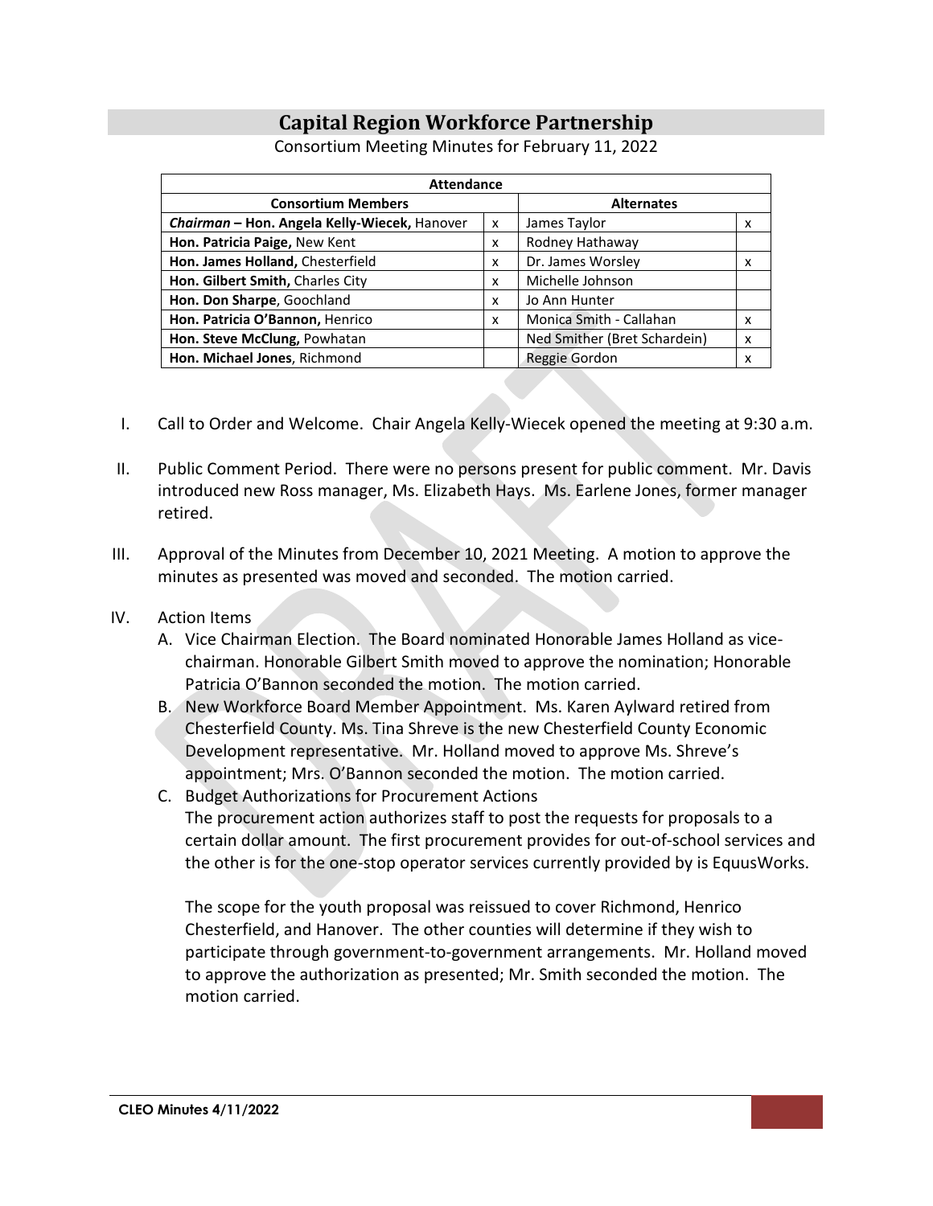# Capital Region Workforce Partnership

Consortium Meeting Minutes for February 11, 2022

| Attendance | | | |
|---|---|---|---|
| **Consortium Members** | | **Alternates** | |
| ***Chairman* – Hon. Angela Kelly-Wiecek,** Hanover | x | James Taylor | x |
| **Hon. Patricia Paige,** New Kent | x | Rodney Hathaway | |
| **Hon. James Holland,** Chesterfield | x | Dr. James Worsley | x |
| **Hon. Gilbert Smith,** Charles City | x | Michelle Johnson | |
| **Hon. Don Sharpe**, Goochland | x | Jo Ann Hunter | |
| **Hon. Patricia O'Bannon,** Henrico | x | Monica Smith - Callahan | x |
| **Hon. Steve McClung,** Powhatan | | Ned Smither (Bret Schardein) | x |
| **Hon. Michael Jones**, Richmond | | Reggie Gordon | x |

I. Call to Order and Welcome. Chair Angela Kelly-Wiecek opened the meeting at 9:30 a.m.

II. Public Comment Period. There were no persons present for public comment. Mr. Davis introduced new Ross manager, Ms. Elizabeth Hays. Ms. Earlene Jones, former manager retired.

III. Approval of the Minutes from December 10, 2021 Meeting. A motion to approve the minutes as presented was moved and seconded. The motion carried.

IV. Action Items
   A. Vice Chairman Election. The Board nominated Honorable James Holland as vice-chairman. Honorable Gilbert Smith moved to approve the nomination; Honorable Patricia O'Bannon seconded the motion. The motion carried.
   B. New Workforce Board Member Appointment. Ms. Karen Aylward retired from Chesterfield County. Ms. Tina Shreve is the new Chesterfield County Economic Development representative. Mr. Holland moved to approve Ms. Shreve's appointment; Mrs. O'Bannon seconded the motion. The motion carried.
   C. Budget Authorizations for Procurement Actions
   The procurement action authorizes staff to post the requests for proposals to a certain dollar amount. The first procurement provides for out-of-school services and the other is for the one-stop operator services currently provided by is EquusWorks.

   The scope for the youth proposal was reissued to cover Richmond, Henrico Chesterfield, and Hanover. The other counties will determine if they wish to participate through government-to-government arrangements. Mr. Holland moved to approve the authorization as presented; Mr. Smith seconded the motion. The motion carried.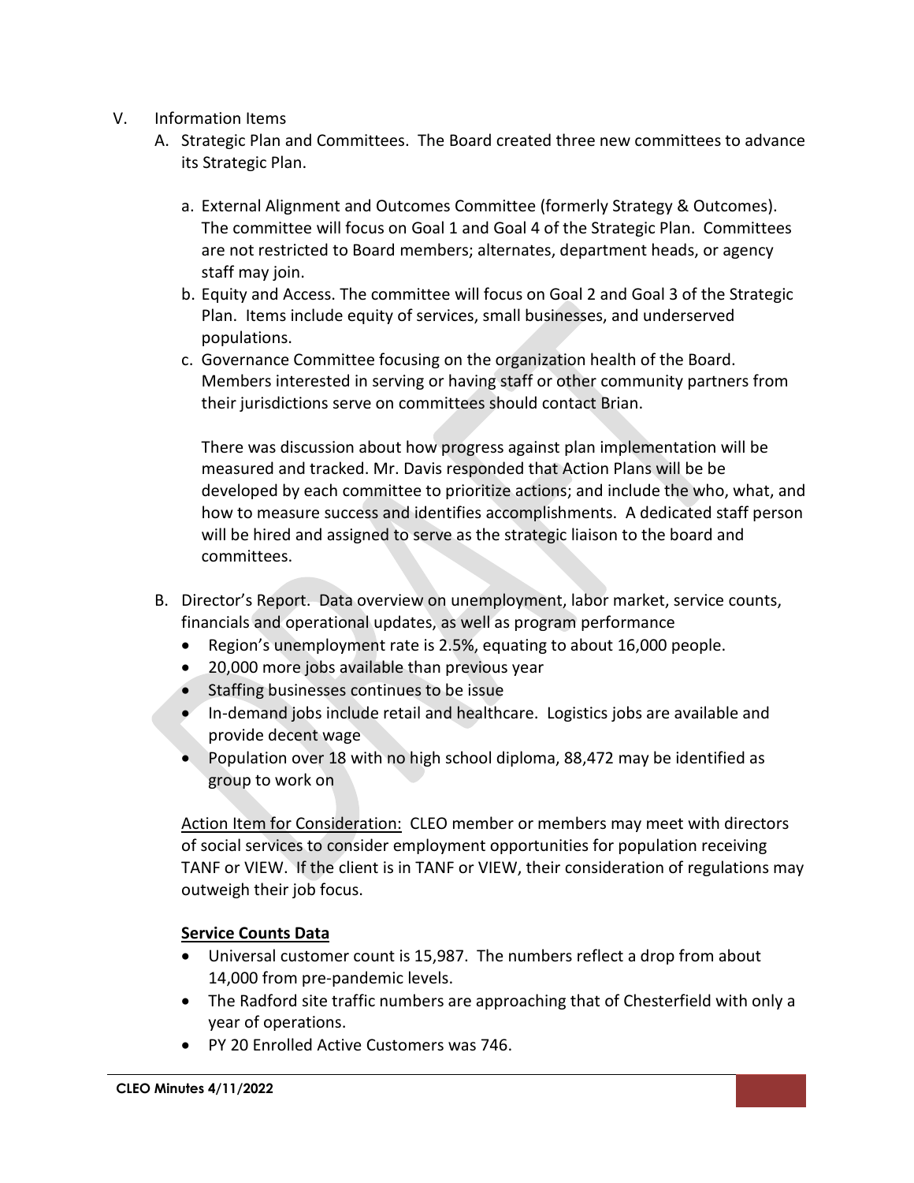V. Information Items

A. Strategic Plan and Committees. The Board created three new committees to advance its Strategic Plan.

   a. External Alignment and Outcomes Committee (formerly Strategy & Outcomes). The committee will focus on Goal 1 and Goal 4 of the Strategic Plan. Committees are not restricted to Board members; alternates, department heads, or agency staff may join.
   b. Equity and Access. The committee will focus on Goal 2 and Goal 3 of the Strategic Plan. Items include equity of services, small businesses, and underserved populations.
   c. Governance Committee focusing on the organization health of the Board. Members interested in serving or having staff or other community partners from their jurisdictions serve on committees should contact Brian.

   There was discussion about how progress against plan implementation will be measured and tracked. Mr. Davis responded that Action Plans will be be developed by each committee to prioritize actions; and include the who, what, and how to measure success and identifies accomplishments. A dedicated staff person will be hired and assigned to serve as the strategic liaison to the board and committees.

B. Director's Report. Data overview on unemployment, labor market, service counts, financials and operational updates, as well as program performance

   - Region's unemployment rate is 2.5%, equating to about 16,000 people.
   - 20,000 more jobs available than previous year
   - Staffing businesses continues to be issue
   - In-demand jobs include retail and healthcare. Logistics jobs are available and provide decent wage
   - Population over 18 with no high school diploma, 88,472 may be identified as group to work on

   Action Item for Consideration: CLEO member or members may meet with directors of social services to consider employment opportunities for population receiving TANF or VIEW. If the client is in TANF or VIEW, their consideration of regulations may outweigh their job focus.

   **Service Counts Data**

   - Universal customer count is 15,987. The numbers reflect a drop from about 14,000 from pre-pandemic levels.
   - The Radford site traffic numbers are approaching that of Chesterfield with only a year of operations.
   - PY 20 Enrolled Active Customers was 746.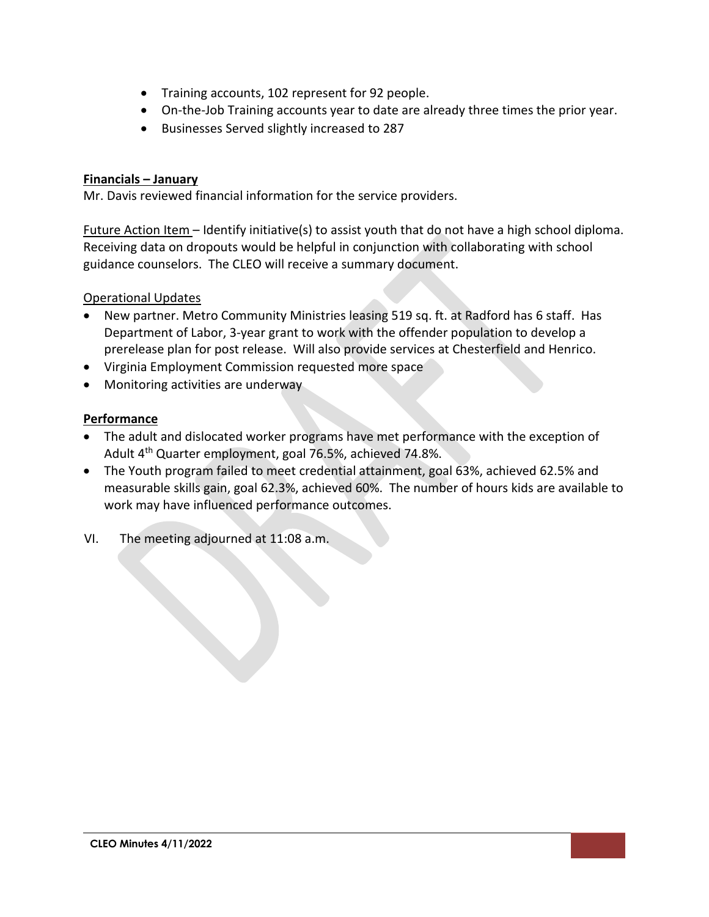- Training accounts, 102 represent for 92 people.
- On-the-Job Training accounts year to date are already three times the prior year.
- Businesses Served slightly increased to 287

**Financials – January**

Mr. Davis reviewed financial information for the service providers.

Future Action Item – Identify initiative(s) to assist youth that do not have a high school diploma. Receiving data on dropouts would be helpful in conjunction with collaborating with school guidance counselors. The CLEO will receive a summary document.

Operational Updates

- New partner. Metro Community Ministries leasing 519 sq. ft. at Radford has 6 staff. Has Department of Labor, 3-year grant to work with the offender population to develop a prerelease plan for post release. Will also provide services at Chesterfield and Henrico.
- Virginia Employment Commission requested more space
- Monitoring activities are underway

**Performance**

- The adult and dislocated worker programs have met performance with the exception of Adult 4th Quarter employment, goal 76.5%, achieved 74.8%.
- The Youth program failed to meet credential attainment, goal 63%, achieved 62.5% and measurable skills gain, goal 62.3%, achieved 60%. The number of hours kids are available to work may have influenced performance outcomes.

VI. The meeting adjourned at 11:08 a.m.